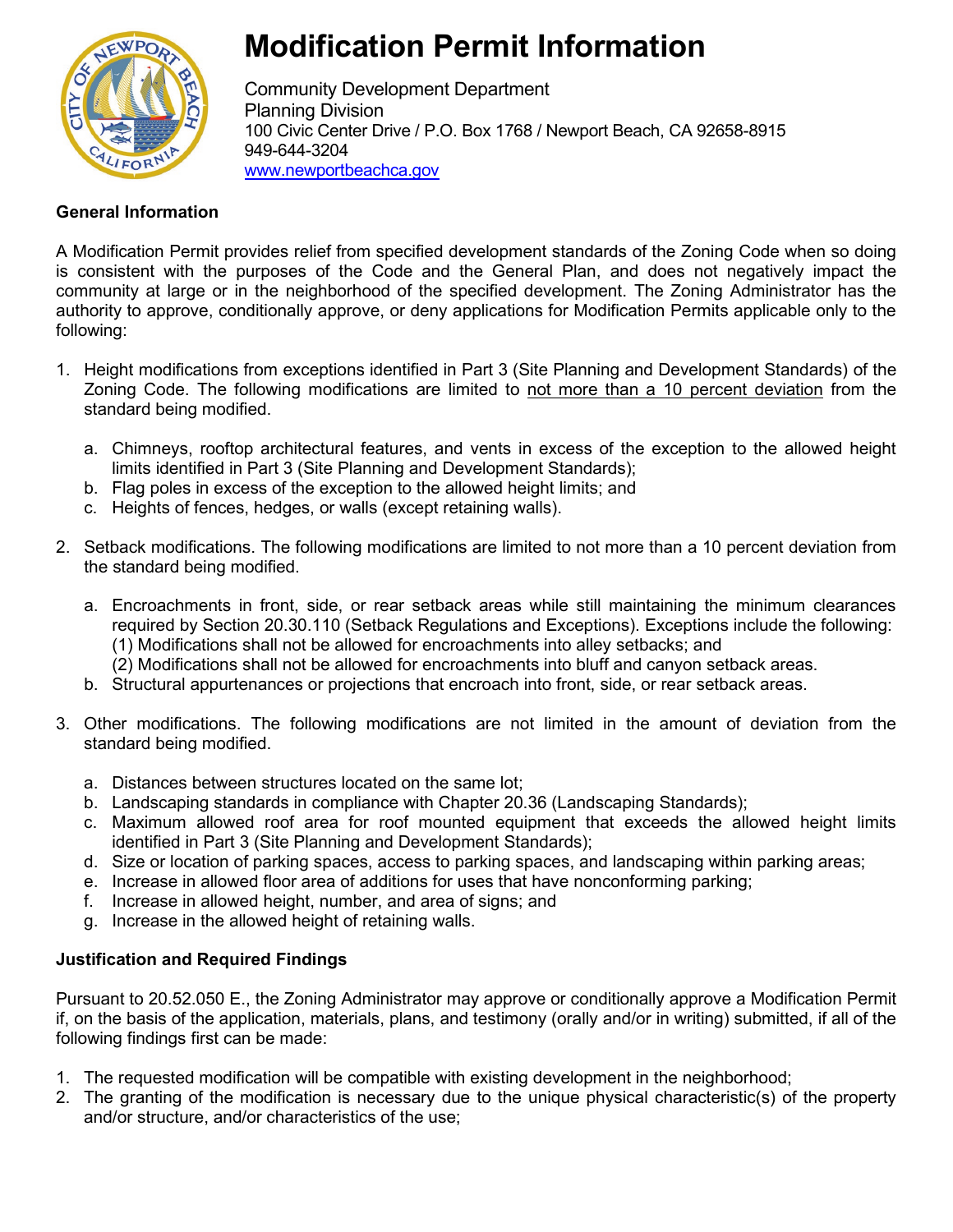# Modification Permit Information

Community Development Department
Planning Division
100 Civic Center Drive / P.O. Box 1768 / Newport Beach, CA 92658-8915
949-644-3204
www.newportbeachca.gov

**General Information**

A Modification Permit provides relief from specified development standards of the Zoning Code when so doing is consistent with the purposes of the Code and the General Plan, and does not negatively impact the community at large or in the neighborhood of the specified development. The Zoning Administrator has the authority to approve, conditionally approve, or deny applications for Modification Permits applicable only to the following:

1. Height modifications from exceptions identified in Part 3 (Site Planning and Development Standards) of the Zoning Code. The following modifications are limited to <u>not more than a 10 percent deviation</u> from the standard being modified.
    a. Chimneys, rooftop architectural features, and vents in excess of the exception to the allowed height limits identified in Part 3 (Site Planning and Development Standards);
    b. Flag poles in excess of the exception to the allowed height limits; and
    c. Heights of fences, hedges, or walls (except retaining walls).

2. Setback modifications. The following modifications are limited to not more than a 10 percent deviation from the standard being modified.
    a. Encroachments in front, side, or rear setback areas while still maintaining the minimum clearances required by Section 20.30.110 (Setback Regulations and Exceptions). Exceptions include the following:
    (1) Modifications shall not be allowed for encroachments into alley setbacks; and
    (2) Modifications shall not be allowed for encroachments into bluff and canyon setback areas.
    b. Structural appurtenances or projections that encroach into front, side, or rear setback areas.

3. Other modifications. The following modifications are not limited in the amount of deviation from the standard being modified.
    a. Distances between structures located on the same lot;
    b. Landscaping standards in compliance with Chapter 20.36 (Landscaping Standards);
    c. Maximum allowed roof area for roof mounted equipment that exceeds the allowed height limits identified in Part 3 (Site Planning and Development Standards);
    d. Size or location of parking spaces, access to parking spaces, and landscaping within parking areas;
    e. Increase in allowed floor area of additions for uses that have nonconforming parking;
    f. Increase in allowed height, number, and area of signs; and
    g. Increase in the allowed height of retaining walls.

**Justification and Required Findings**

Pursuant to 20.52.050 E., the Zoning Administrator may approve or conditionally approve a Modification Permit if, on the basis of the application, materials, plans, and testimony (orally and/or in writing) submitted, if all of the following findings first can be made:

1. The requested modification will be compatible with existing development in the neighborhood;
2. The granting of the modification is necessary due to the unique physical characteristic(s) of the property and/or structure, and/or characteristics of the use;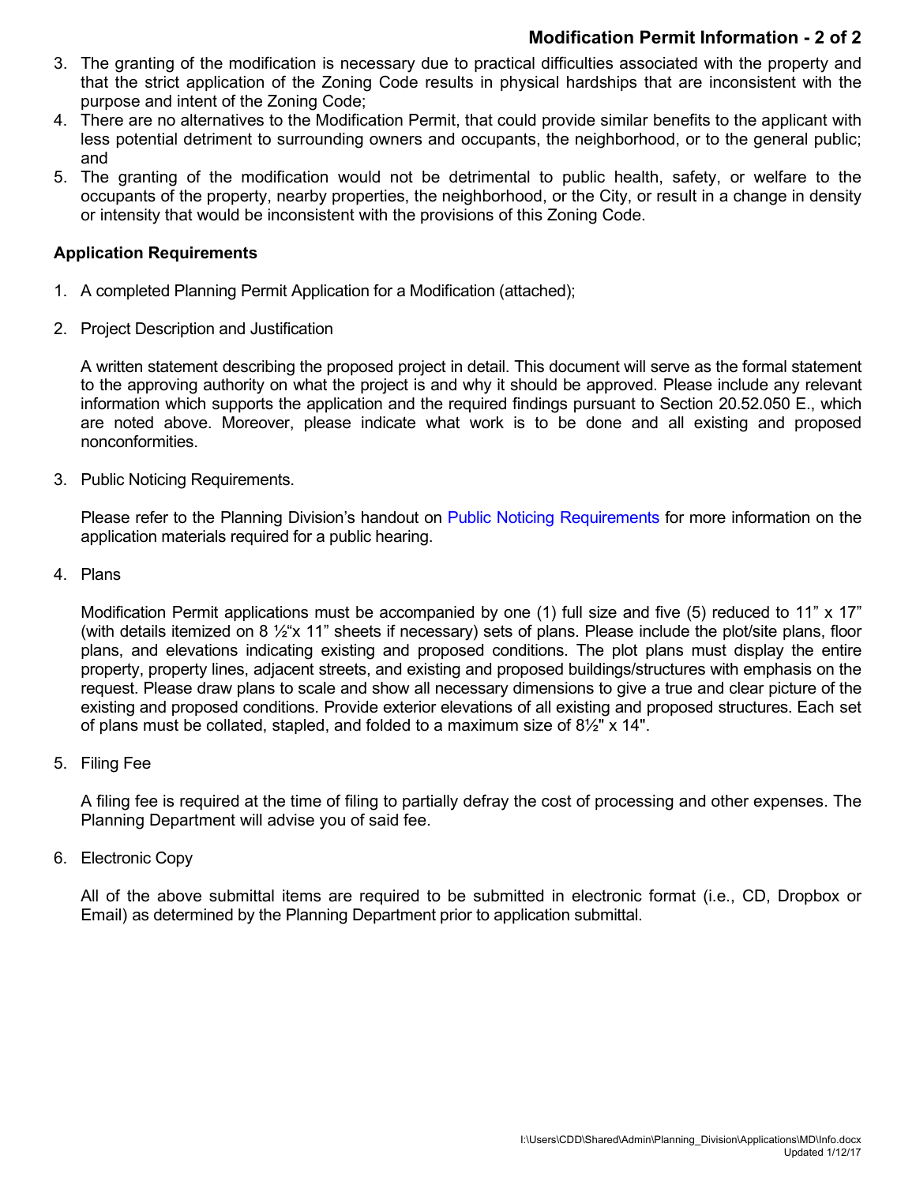3. The granting of the modification is necessary due to practical difficulties associated with the property and that the strict application of the Zoning Code results in physical hardships that are inconsistent with the purpose and intent of the Zoning Code;
4. There are no alternatives to the Modification Permit, that could provide similar benefits to the applicant with less potential detriment to surrounding owners and occupants, the neighborhood, or to the general public; and
5. The granting of the modification would not be detrimental to public health, safety, or welfare to the occupants of the property, nearby properties, the neighborhood, or the City, or result in a change in density or intensity that would be inconsistent with the provisions of this Zoning Code.

**Application Requirements**

1. A completed Planning Permit Application for a Modification (attached);

2. Project Description and Justification

   A written statement describing the proposed project in detail. This document will serve as the formal statement to the approving authority on what the project is and why it should be approved. Please include any relevant information which supports the application and the required findings pursuant to Section 20.52.050 E., which are noted above. Moreover, please indicate what work is to be done and all existing and proposed nonconformities.

3. Public Noticing Requirements.

   Please refer to the Planning Division's handout on Public Noticing Requirements for more information on the application materials required for a public hearing.

4. Plans

   Modification Permit applications must be accompanied by one (1) full size and five (5) reduced to 11" x 17" (with details itemized on 8 ½"x 11" sheets if necessary) sets of plans. Please include the plot/site plans, floor plans, and elevations indicating existing and proposed conditions. The plot plans must display the entire property, property lines, adjacent streets, and existing and proposed buildings/structures with emphasis on the request. Please draw plans to scale and show all necessary dimensions to give a true and clear picture of the existing and proposed conditions. Provide exterior elevations of all existing and proposed structures. Each set of plans must be collated, stapled, and folded to a maximum size of 8½" x 14".

5. Filing Fee

   A filing fee is required at the time of filing to partially defray the cost of processing and other expenses. The Planning Department will advise you of said fee.

6. Electronic Copy

   All of the above submittal items are required to be submitted in electronic format (i.e., CD, Dropbox or Email) as determined by the Planning Department prior to application submittal.

I:\Users\CDD\Shared\Admin\Planning_Division\Applications\MD\Info.docx
Updated 1/12/17